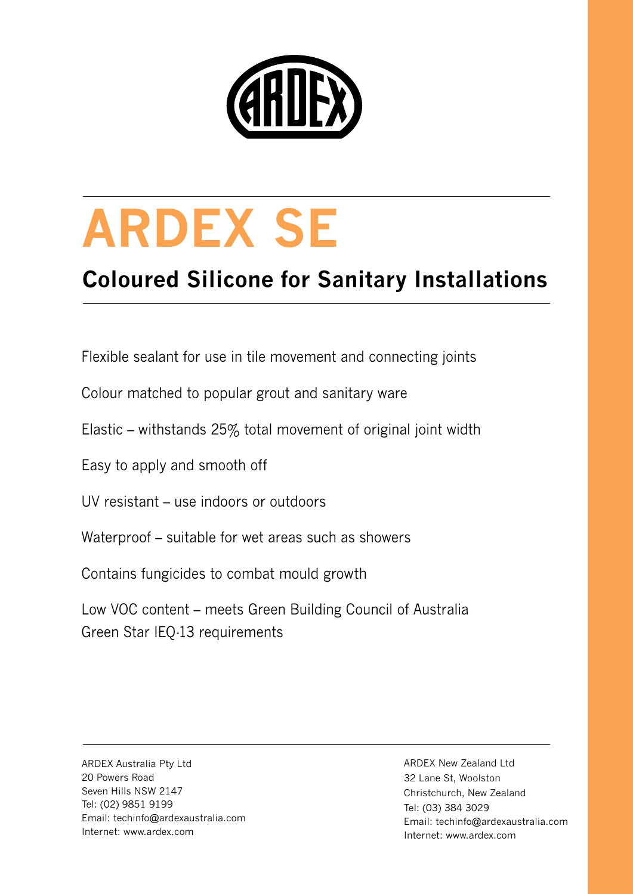# ARDEX SE

## Coloured Silicone for Sanitary Installations

Flexible sealant for use in tile movement and connecting joints

Colour matched to popular grout and sanitary ware

Elastic – withstands 25% total movement of original joint width

Easy to apply and smooth off

UV resistant – use indoors or outdoors

Waterproof – suitable for wet areas such as showers

Contains fungicides to combat mould growth

Low VOC content – meets Green Building Council of Australia Green Star IEQ-13 requirements

ARDEX Australia Pty Ltd
20 Powers Road
Seven Hills NSW 2147
Tel: (02) 9851 9199
Email: techinfo@ardexaustralia.com
Internet: www.ardex.com

ARDEX New Zealand Ltd
32 Lane St, Woolston
Christchurch, New Zealand
Tel: (03) 384 3029
Email: techinfo@ardexaustralia.com
Internet: www.ardex.com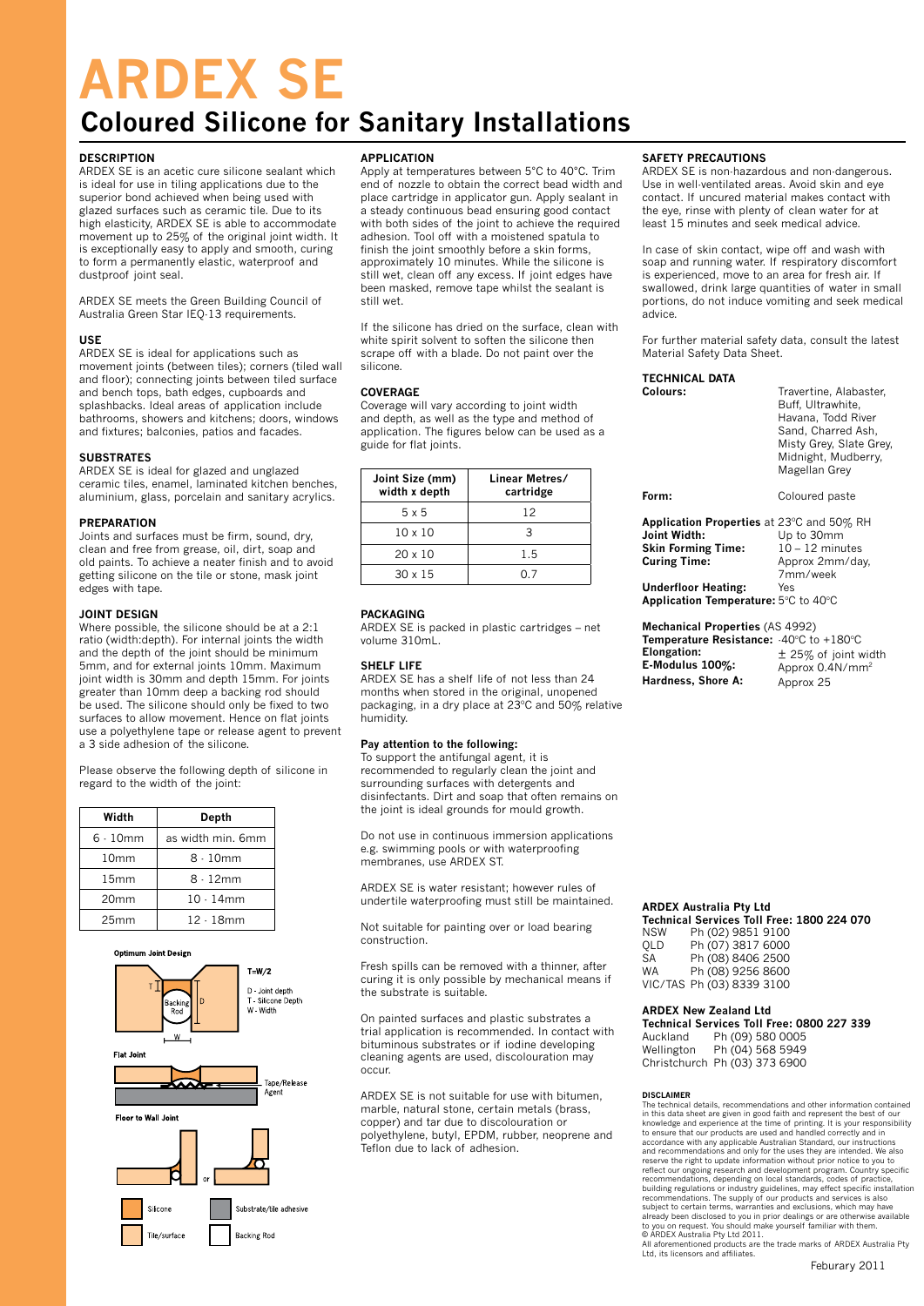# ARDEX SE

## Coloured Silicone for Sanitary Installations

### DESCRIPTION

ARDEX SE is an acetic cure silicone sealant which is ideal for use in tiling applications due to the superior bond achieved when being used with glazed surfaces such as ceramic tile. Due to its high elasticity, ARDEX SE is able to accommodate movement up to 25% of the original joint width. It is exceptionally easy to apply and smooth, curing to form a permanently elastic, waterproof and dustproof joint seal.

ARDEX SE meets the Green Building Council of Australia Green Star IEQ-13 requirements.

### USE

ARDEX SE is ideal for applications such as movement joints (between tiles); corners (tiled wall and floor); connecting joints between tiled surface and bench tops, bath edges, cupboards and splashbacks. Ideal areas of application include bathrooms, showers and kitchens; doors, windows and fixtures; balconies, patios and facades.

### SUBSTRATES

ARDEX SE is ideal for glazed and unglazed ceramic tiles, enamel, laminated kitchen benches, aluminium, glass, porcelain and sanitary acrylics.

### PREPARATION

Joints and surfaces must be firm, sound, dry, clean and free from grease, oil, dirt, soap and old paints. To achieve a neater finish and to avoid getting silicone on the tile or stone, mask joint edges with tape.

### JOINT DESIGN

Where possible, the silicone should be at a 2:1 ratio (width:depth). For internal joints the width and the depth of the joint should be minimum 5mm, and for external joints 10mm. Maximum joint width is 30mm and depth 15mm. For joints greater than 10mm deep a backing rod should be used. The silicone should only be fixed to two surfaces to allow movement. Hence on flat joints use a polyethylene tape or release agent to prevent a 3 side adhesion of the silicone.

Please observe the following depth of silicone in regard to the width of the joint:

| Width | Depth |
|---|---|
| 6 - 10mm | as width min. 6mm |
| 10mm | 8 - 10mm |
| 15mm | 8 - 12mm |
| 20mm | 10 - 14mm |
| 25mm | 12 - 18mm |

**Optimum Joint Design**

T=W/2
D - Joint depth
T - Silicone Depth
W - Width
Backing Rod

**Flat Joint**

Tape/Release Agent

**Floor to Wall Joint**

or

Silicone
Substrate/tile adhesive
Tile/surface
Backing Rod

### APPLICATION

Apply at temperatures between 5°C to 40°C. Trim end of nozzle to obtain the correct bead width and place cartridge in applicator gun. Apply sealant in a steady continuous bead ensuring good contact with both sides of the joint to achieve the required adhesion. Tool off with a moistened spatula to finish the joint smoothly before a skin forms, approximately 10 minutes. While the silicone is still wet, clean off any excess. If joint edges have been masked, remove tape whilst the sealant is still wet.

If the silicone has dried on the surface, clean with white spirit solvent to soften the silicone then scrape off with a blade. Do not paint over the silicone.

### COVERAGE

Coverage will vary according to joint width and depth, as well as the type and method of application. The figures below can be used as a guide for flat joints.

| Joint Size (mm) width x depth | Linear Metres/ cartridge |
|---|---|
| 5 x 5 | 12 |
| 10 x 10 | 3 |
| 20 x 10 | 1.5 |
| 30 x 15 | 0.7 |

### PACKAGING

ARDEX SE is packed in plastic cartridges – net volume 310mL.

### SHELF LIFE

ARDEX SE has a shelf life of not less than 24 months when stored in the original, unopened packaging, in a dry place at 23°C and 50% relative humidity.

**Pay attention to the following:**

To support the antifungal agent, it is recommended to regularly clean the joint and surrounding surfaces with detergents and disinfectants. Dirt and soap that often remains on the joint is ideal grounds for mould growth.

Do not use in continuous immersion applications e.g. swimming pools or with waterproofing membranes, use ARDEX ST.

ARDEX SE is water resistant; however rules of undertile waterproofing must still be maintained.

Not suitable for painting over or load bearing construction.

Fresh spills can be removed with a thinner, after curing it is only possible by mechanical means if the substrate is suitable.

On painted surfaces and plastic substrates a trial application is recommended. In contact with bituminous substrates or if iodine developing cleaning agents are used, discolouration may occur.

ARDEX SE is not suitable for use with bitumen, marble, natural stone, certain metals (brass, copper) and tar due to discolouration or polyethylene, butyl, EPDM, rubber, neoprene and Teflon due to lack of adhesion.

### SAFETY PRECAUTIONS

ARDEX SE is non-hazardous and non-dangerous. Use in well-ventilated areas. Avoid skin and eye contact. If uncured material makes contact with the eye, rinse with plenty of clean water for at least 15 minutes and seek medical advice.

In case of skin contact, wipe off and wash with soap and running water. If respiratory discomfort is experienced, move to an area for fresh air. If swallowed, drink large quantities of water in small portions, do not induce vomiting and seek medical advice.

For further material safety data, consult the latest Material Safety Data Sheet.

### TECHNICAL DATA

| | |
|---|---|
| **Colours:** | Travertine, Alabaster, Buff, Ultrawhite, Havana, Todd River Sand, Charred Ash, Misty Grey, Slate Grey, Midnight, Mudberry, Magellan Grey |
| **Form:** | Coloured paste |

**Application Properties** at 23°C and 50% RH

| | |
|---|---|
| **Joint Width:** | Up to 30mm |
| **Skin Forming Time:** | 10 – 12 minutes |
| **Curing Time:** | Approx 2mm/day, 7mm/week |
| **Underfloor Heating:** | Yes |
| **Application Temperature:** | 5°C to 40°C |

**Mechanical Properties** (AS 4992)

| | |
|---|---|
| **Temperature Resistance:** | -40°C to +180°C |
| **Elongation:** | ± 25% of joint width |
| **E-Modulus 100%:** | Approx 0.4N/mm² |
| **Hardness, Shore A:** | Approx 25 |

**ARDEX Australia Pty Ltd**
**Technical Services Toll Free: 1800 224 070**

NSW Ph (02) 9851 9100
QLD Ph (07) 3817 6000
SA Ph (08) 8406 2500
WA Ph (08) 9256 8600
VIC/TAS Ph (03) 8339 3100

**ARDEX New Zealand Ltd**
**Technical Services Toll Free: 0800 227 339**

Auckland Ph (09) 580 0005
Wellington Ph (04) 568 5949
Christchurch Ph (03) 373 6900

**DISCLAIMER**

The technical details, recommendations and other information contained in this data sheet are given in good faith and represent the best of our knowledge and experience at the time of printing. It is your responsibility to ensure that our products are used and handled correctly and in accordance with any applicable Australian Standard, our instructions and recommendations and only for the uses they are intended. We also reserve the right to update information without prior notice to you to reflect our ongoing research and development program. Country specific recommendations, depending on local standards, codes of practice, building regulations or industry guidelines, may effect specific installation recommendations. The supply of our products and services is also subject to certain terms, warranties and exclusions, which may have already been disclosed to you in prior dealings or are otherwise available to you on request. You should make yourself familiar with them.
© ARDEX Australia Pty Ltd 2011.
All aforementioned products are the trade marks of ARDEX Australia Pty Ltd, its licensors and affiliates.

Feburary 2011